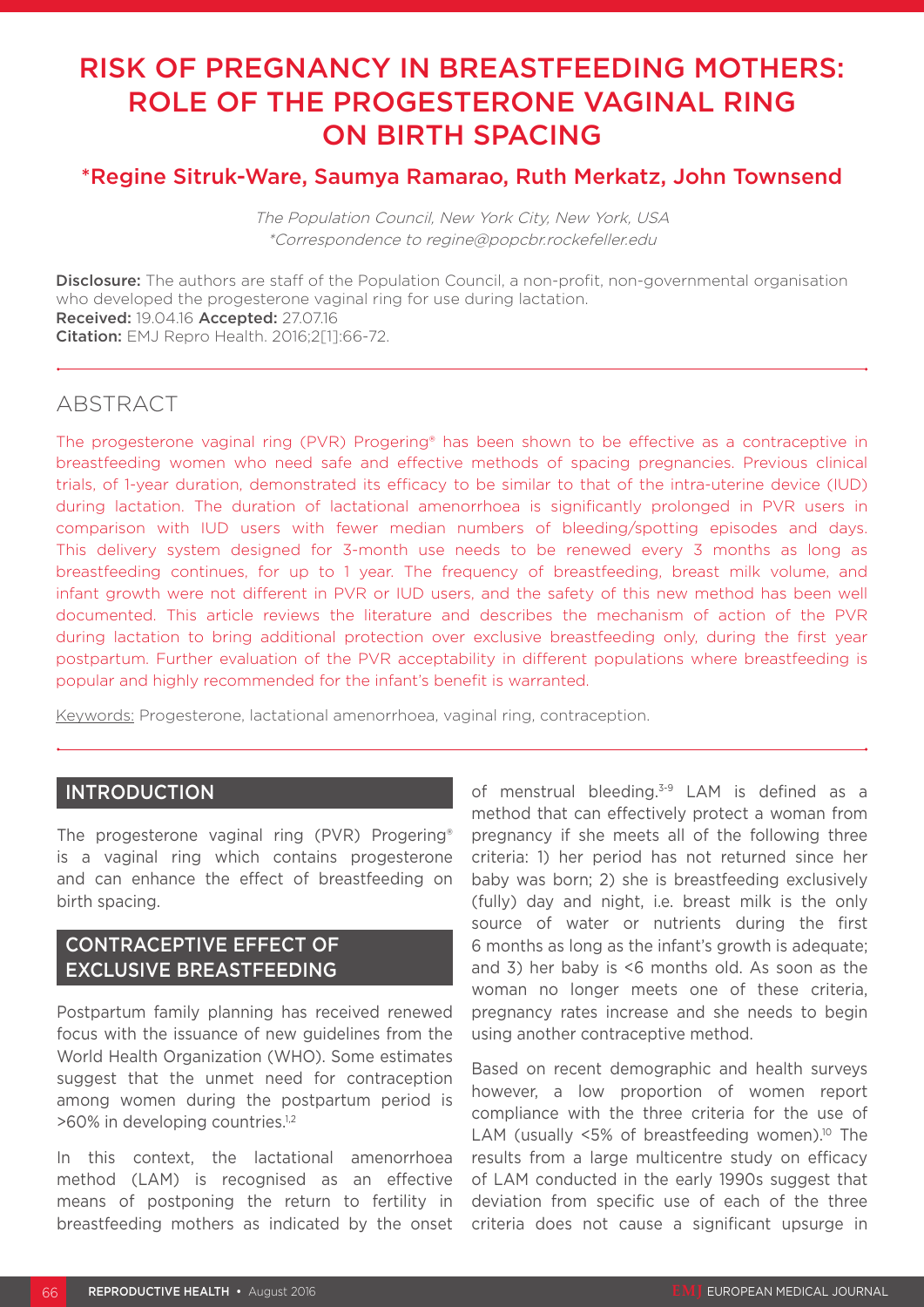# RISK OF PREGNANCY IN BREASTFEEDING MOTHERS: ROLE OF THE PROGESTERONE VAGINAL RING ON BIRTH SPACING

## *Regine Sitruk-Ware, Saumya Ramarao, Ruth Merkatz, John Townsend

*The Population Council, New York City, New York, USA*
**Correspondence to regine@popcbr.rockefeller.edu*

**Disclosure:** The authors are staff of the Population Council, a non-profit, non-governmental organisation who developed the progesterone vaginal ring for use during lactation.
**Received:** 19.04.16 **Accepted:** 27.07.16
**Citation:** EMJ Repro Health. 2016;2[1]:66-72.

## ABSTRACT

The progesterone vaginal ring (PVR) Progering® has been shown to be effective as a contraceptive in breastfeeding women who need safe and effective methods of spacing pregnancies. Previous clinical trials, of 1-year duration, demonstrated its efficacy to be similar to that of the intra-uterine device (IUD) during lactation. The duration of lactational amenorrhoea is significantly prolonged in PVR users in comparison with IUD users with fewer median numbers of bleeding/spotting episodes and days. This delivery system designed for 3-month use needs to be renewed every 3 months as long as breastfeeding continues, for up to 1 year. The frequency of breastfeeding, breast milk volume, and infant growth were not different in PVR or IUD users, and the safety of this new method has been well documented. This article reviews the literature and describes the mechanism of action of the PVR during lactation to bring additional protection over exclusive breastfeeding only, during the first year postpartum. Further evaluation of the PVR acceptability in different populations where breastfeeding is popular and highly recommended for the infant's benefit is warranted.

Keywords: Progesterone, lactational amenorrhoea, vaginal ring, contraception.

## INTRODUCTION

The progesterone vaginal ring (PVR) Progering® is a vaginal ring which contains progesterone and can enhance the effect of breastfeeding on birth spacing.

## CONTRACEPTIVE EFFECT OF EXCLUSIVE BREASTFEEDING

Postpartum family planning has received renewed focus with the issuance of new guidelines from the World Health Organization (WHO). Some estimates suggest that the unmet need for contraception among women during the postpartum period is >60% in developing countries.[1,2]

In this context, the lactational amenorrhoea method (LAM) is recognised as an effective means of postponing the return to fertility in breastfeeding mothers as indicated by the onset of menstrual bleeding.[3-9] LAM is defined as a method that can effectively protect a woman from pregnancy if she meets all of the following three criteria: 1) her period has not returned since her baby was born; 2) she is breastfeeding exclusively (fully) day and night, i.e. breast milk is the only source of water or nutrients during the first 6 months as long as the infant's growth is adequate; and 3) her baby is <6 months old. As soon as the woman no longer meets one of these criteria, pregnancy rates increase and she needs to begin using another contraceptive method.

Based on recent demographic and health surveys however, a low proportion of women report compliance with the three criteria for the use of LAM (usually <5% of breastfeeding women).[10] The results from a large multicentre study on efficacy of LAM conducted in the early 1990s suggest that deviation from specific use of each of the three criteria does not cause a significant upsurge in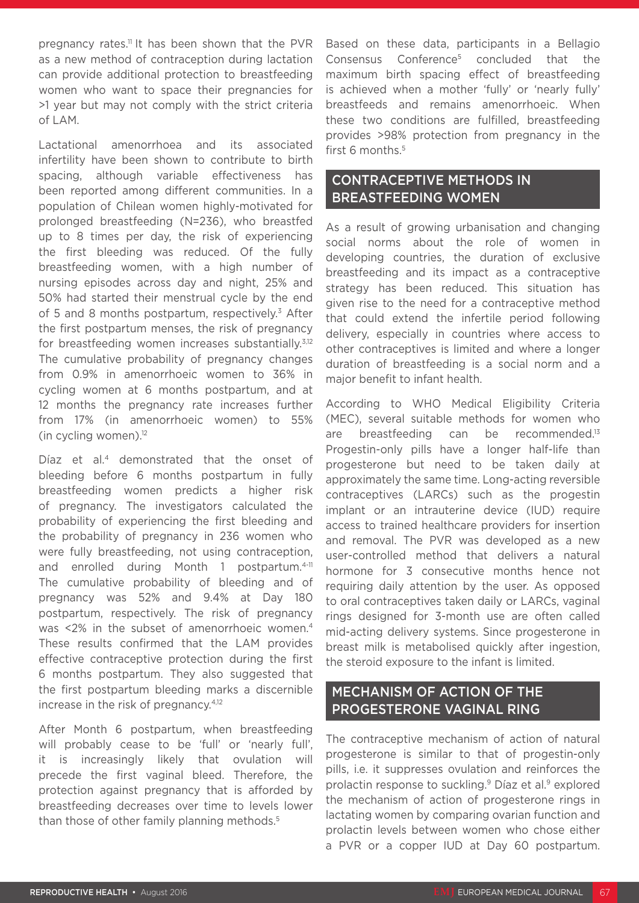pregnancy rates.[11] It has been shown that the PVR as a new method of contraception during lactation can provide additional protection to breastfeeding women who want to space their pregnancies for >1 year but may not comply with the strict criteria of LAM.

Lactational amenorrhoea and its associated infertility have been shown to contribute to birth spacing, although variable effectiveness has been reported among different communities. In a population of Chilean women highly-motivated for prolonged breastfeeding (N=236), who breastfed up to 8 times per day, the risk of experiencing the first bleeding was reduced. Of the fully breastfeeding women, with a high number of nursing episodes across day and night, 25% and 50% had started their menstrual cycle by the end of 5 and 8 months postpartum, respectively.[3] After the first postpartum menses, the risk of pregnancy for breastfeeding women increases substantially.[3,12] The cumulative probability of pregnancy changes from 0.9% in amenorrhoeic women to 36% in cycling women at 6 months postpartum, and at 12 months the pregnancy rate increases further from 17% (in amenorrhoeic women) to 55% (in cycling women).[12]

Díaz et al.[4] demonstrated that the onset of bleeding before 6 months postpartum in fully breastfeeding women predicts a higher risk of pregnancy. The investigators calculated the probability of experiencing the first bleeding and the probability of pregnancy in 236 women who were fully breastfeeding, not using contraception, and enrolled during Month 1 postpartum.[4-11] The cumulative probability of bleeding and of pregnancy was 52% and 9.4% at Day 180 postpartum, respectively. The risk of pregnancy was <2% in the subset of amenorrhoeic women.[4] These results confirmed that the LAM provides effective contraceptive protection during the first 6 months postpartum. They also suggested that the first postpartum bleeding marks a discernible increase in the risk of pregnancy.[4,12]

After Month 6 postpartum, when breastfeeding will probably cease to be 'full' or 'nearly full', it is increasingly likely that ovulation will precede the first vaginal bleed. Therefore, the protection against pregnancy that is afforded by breastfeeding decreases over time to levels lower than those of other family planning methods.[5]

Based on these data, participants in a Bellagio Consensus Conference[5] concluded that the maximum birth spacing effect of breastfeeding is achieved when a mother 'fully' or 'nearly fully' breastfeeds and remains amenorrhoeic. When these two conditions are fulfilled, breastfeeding provides >98% protection from pregnancy in the first 6 months.[5]

## CONTRACEPTIVE METHODS IN BREASTFEEDING WOMEN

As a result of growing urbanisation and changing social norms about the role of women in developing countries, the duration of exclusive breastfeeding and its impact as a contraceptive strategy has been reduced. This situation has given rise to the need for a contraceptive method that could extend the infertile period following delivery, especially in countries where access to other contraceptives is limited and where a longer duration of breastfeeding is a social norm and a major benefit to infant health.

According to WHO Medical Eligibility Criteria (MEC), several suitable methods for women who are breastfeeding can be recommended.[13] Progestin-only pills have a longer half-life than progesterone but need to be taken daily at approximately the same time. Long-acting reversible contraceptives (LARCs) such as the progestin implant or an intrauterine device (IUD) require access to trained healthcare providers for insertion and removal. The PVR was developed as a new user-controlled method that delivers a natural hormone for 3 consecutive months hence not requiring daily attention by the user. As opposed to oral contraceptives taken daily or LARCs, vaginal rings designed for 3-month use are often called mid-acting delivery systems. Since progesterone in breast milk is metabolised quickly after ingestion, the steroid exposure to the infant is limited.

## MECHANISM OF ACTION OF THE PROGESTERONE VAGINAL RING

The contraceptive mechanism of action of natural progesterone is similar to that of progestin-only pills, i.e. it suppresses ovulation and reinforces the prolactin response to suckling.[9] Díaz et al.[9] explored the mechanism of action of progesterone rings in lactating women by comparing ovarian function and prolactin levels between women who chose either a PVR or a copper IUD at Day 60 postpartum.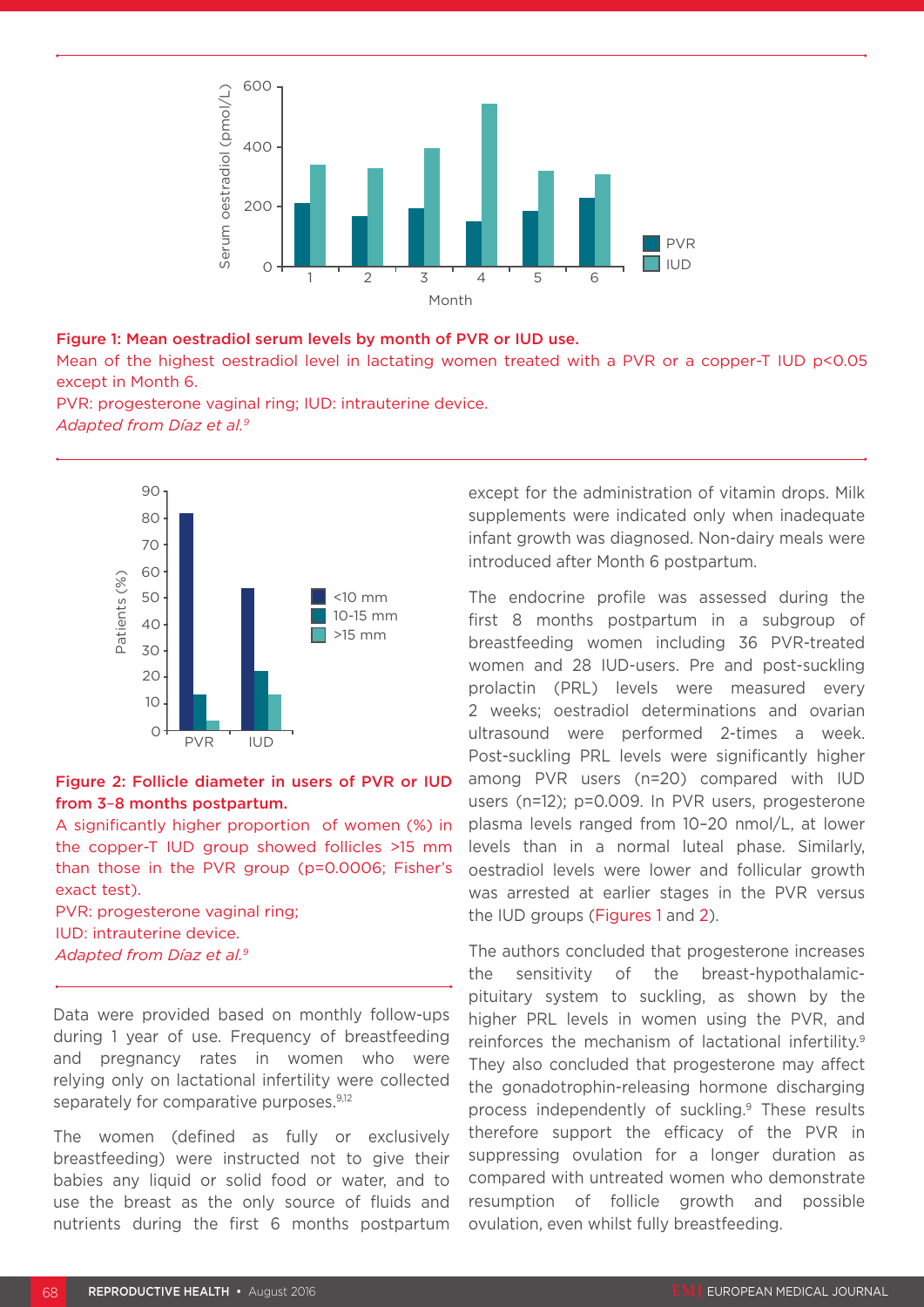**Figure 1: Mean oestradiol serum levels by month of PVR or IUD use.**

Mean of the highest oestradiol level in lactating women treated with a PVR or a copper-T IUD $p<0.05$ except in Month 6.

PVR: progesterone vaginal ring; IUD: intrauterine device.

*Adapted from Díaz et al.[9]*

**Figure 2: Follicle diameter in users of PVR or IUD from 3–8 months postpartum.**

A significantly higher proportion of women (%) in the copper-T IUD group showed follicles >15 mm than those in the PVR group ($p=0.0006$; Fisher's exact test).

PVR: progesterone vaginal ring;

IUD: intrauterine device.

*Adapted from Díaz et al.[9]*

Data were provided based on monthly follow-ups during 1 year of use. Frequency of breastfeeding and pregnancy rates in women who were relying only on lactational infertility were collected separately for comparative purposes.[9,12]

The women (defined as fully or exclusively breastfeeding) were instructed not to give their babies any liquid or solid food or water, and to use the breast as the only source of fluids and nutrients during the first 6 months postpartum except for the administration of vitamin drops. Milk supplements were indicated only when inadequate infant growth was diagnosed. Non-dairy meals were introduced after Month 6 postpartum.

The endocrine profile was assessed during the first 8 months postpartum in a subgroup of breastfeeding women including 36 PVR-treated women and 28 IUD-users. Pre and post-suckling prolactin (PRL) levels were measured every 2 weeks; oestradiol determinations and ovarian ultrasound were performed 2-times a week. Post-suckling PRL levels were significantly higher among PVR users ($n=20$) compared with IUD users ($n=12$); $p=0.009$. In PVR users, progesterone plasma levels ranged from 10–20 nmol/L, at lower levels than in a normal luteal phase. Similarly, oestradiol levels were lower and follicular growth was arrested at earlier stages in the PVR versus the IUD groups (Figures 1 and 2).

The authors concluded that progesterone increases the sensitivity of the breast-hypothalamic-pituitary system to suckling, as shown by the higher PRL levels in women using the PVR, and reinforces the mechanism of lactational infertility.[9] They also concluded that progesterone may affect the gonadotrophin-releasing hormone discharging process independently of suckling.[9] These results therefore support the efficacy of the PVR in suppressing ovulation for a longer duration as compared with untreated women who demonstrate resumption of follicle growth and possible ovulation, even whilst fully breastfeeding.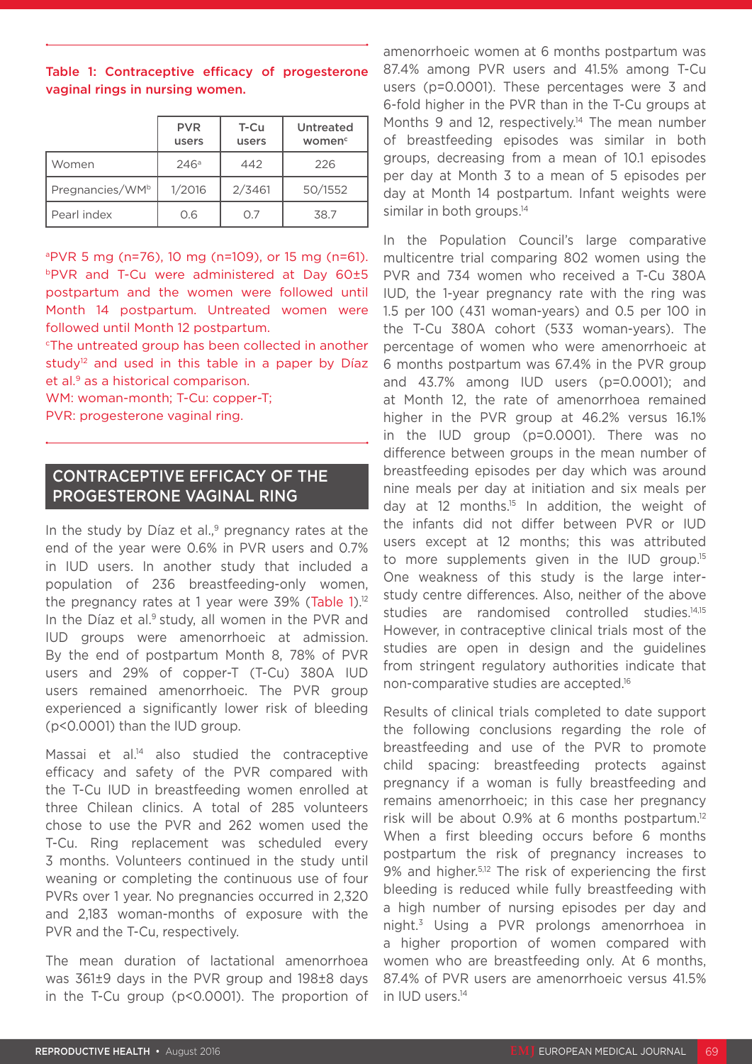**Table 1: Contraceptive efficacy of progesterone vaginal rings in nursing women.**

| | PVR users | T-Cu users | Untreated women[c] |
|---|---|---|---|
| Women | 246[a] | 442 | 226 |
| Pregnancies/WM[b] | 1/2016 | 2/3461 | 50/1552 |
| Pearl index | 0.6 | 0.7 | 38.7 |

[a]PVR 5 mg (n=76), 10 mg (n=109), or 15 mg (n=61).
[b]PVR and T-Cu were administered at Day 60±5 postpartum and the women were followed until Month 14 postpartum. Untreated women were followed until Month 12 postpartum.
[c]The untreated group has been collected in another study[12] and used in this table in a paper by Díaz et al.[9] as a historical comparison.
WM: woman-month; T-Cu: copper-T;
PVR: progesterone vaginal ring.

## CONTRACEPTIVE EFFICACY OF THE PROGESTERONE VAGINAL RING

In the study by Díaz et al.,[9] pregnancy rates at the end of the year were 0.6% in PVR users and 0.7% in IUD users. In another study that included a population of 236 breastfeeding-only women, the pregnancy rates at 1 year were 39% (Table 1).[12] In the Díaz et al.[9] study, all women in the PVR and IUD groups were amenorrhoeic at admission. By the end of postpartum Month 8, 78% of PVR users and 29% of copper-T (T-Cu) 380A IUD users remained amenorrhoeic. The PVR group experienced a significantly lower risk of bleeding (p<0.0001) than the IUD group.

Massai et al.[14] also studied the contraceptive efficacy and safety of the PVR compared with the T-Cu IUD in breastfeeding women enrolled at three Chilean clinics. A total of 285 volunteers chose to use the PVR and 262 women used the T-Cu. Ring replacement was scheduled every 3 months. Volunteers continued in the study until weaning or completing the continuous use of four PVRs over 1 year. No pregnancies occurred in 2,320 and 2,183 woman-months of exposure with the PVR and the T-Cu, respectively.

The mean duration of lactational amenorrhoea was 361±9 days in the PVR group and 198±8 days in the T-Cu group (p<0.0001). The proportion of amenorrhoeic women at 6 months postpartum was 87.4% among PVR users and 41.5% among T-Cu users (p=0.0001). These percentages were 3 and 6-fold higher in the PVR than in the T-Cu groups at Months 9 and 12, respectively.[14] The mean number of breastfeeding episodes was similar in both groups, decreasing from a mean of 10.1 episodes per day at Month 3 to a mean of 5 episodes per day at Month 14 postpartum. Infant weights were similar in both groups.[14]

In the Population Council's large comparative multicentre trial comparing 802 women using the PVR and 734 women who received a T-Cu 380A IUD, the 1-year pregnancy rate with the ring was 1.5 per 100 (431 woman-years) and 0.5 per 100 in the T-Cu 380A cohort (533 woman-years). The percentage of women who were amenorrhoeic at 6 months postpartum was 67.4% in the PVR group and 43.7% among IUD users (p=0.0001); and at Month 12, the rate of amenorrhoea remained higher in the PVR group at 46.2% versus 16.1% in the IUD group (p=0.0001). There was no difference between groups in the mean number of breastfeeding episodes per day which was around nine meals per day at initiation and six meals per day at 12 months.[15] In addition, the weight of the infants did not differ between PVR or IUD users except at 12 months; this was attributed to more supplements given in the IUD group.[15] One weakness of this study is the large inter-study centre differences. Also, neither of the above studies are randomised controlled studies.[14,15] However, in contraceptive clinical trials most of the studies are open in design and the guidelines from stringent regulatory authorities indicate that non-comparative studies are accepted.[16]

Results of clinical trials completed to date support the following conclusions regarding the role of breastfeeding and use of the PVR to promote child spacing: breastfeeding protects against pregnancy if a woman is fully breastfeeding and remains amenorrhoeic; in this case her pregnancy risk will be about 0.9% at 6 months postpartum.[12] When a first bleeding occurs before 6 months postpartum the risk of pregnancy increases to 9% and higher.[5,12] The risk of experiencing the first bleeding is reduced while fully breastfeeding with a high number of nursing episodes per day and night.[3] Using a PVR prolongs amenorrhoea in a higher proportion of women compared with women who are breastfeeding only. At 6 months, 87.4% of PVR users are amenorrhoeic versus 41.5% in IUD users.[14]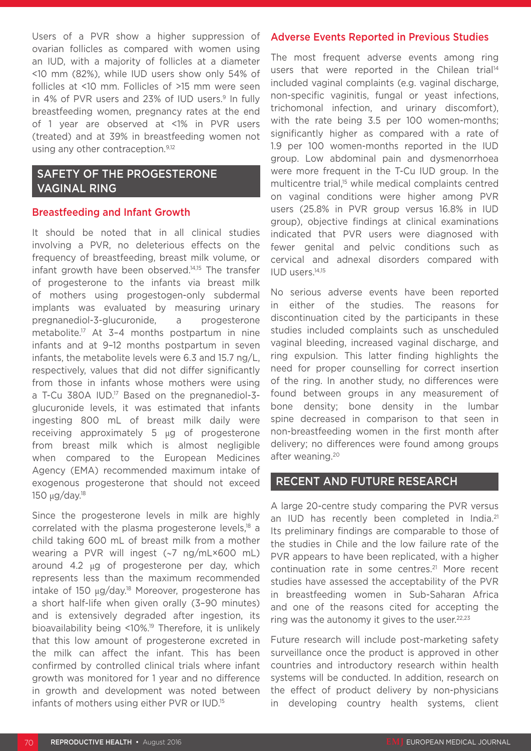Users of a PVR show a higher suppression of ovarian follicles as compared with women using an IUD, with a majority of follicles at a diameter <10 mm (82%), while IUD users show only 54% of follicles at <10 mm. Follicles of >15 mm were seen in 4% of PVR users and 23% of IUD users.[9] In fully breastfeeding women, pregnancy rates at the end of 1 year are observed at <1% in PVR users (treated) and at 39% in breastfeeding women not using any other contraception.[9,12]

## SAFETY OF THE PROGESTERONE VAGINAL RING

### Breastfeeding and Infant Growth

It should be noted that in all clinical studies involving a PVR, no deleterious effects on the frequency of breastfeeding, breast milk volume, or infant growth have been observed.[14,15] The transfer of progesterone to the infants via breast milk of mothers using progestogen-only subdermal implants was evaluated by measuring urinary pregnanediol-3-glucuronide, a progesterone metabolite.[17] At 3–4 months postpartum in nine infants and at 9–12 months postpartum in seven infants, the metabolite levels were 6.3 and 15.7 ng/L, respectively, values that did not differ significantly from those in infants whose mothers were using a T-Cu 380A IUD.[17] Based on the pregnanediol-3-glucuronide levels, it was estimated that infants ingesting 800 mL of breast milk daily were receiving approximately 5 µg of progesterone from breast milk which is almost negligible when compared to the European Medicines Agency (EMA) recommended maximum intake of exogenous progesterone that should not exceed 150 µg/day.[18]

Since the progesterone levels in milk are highly correlated with the plasma progesterone levels,[18] a child taking 600 mL of breast milk from a mother wearing a PVR will ingest (~7 ng/mL×600 mL) around 4.2 µg of progesterone per day, which represents less than the maximum recommended intake of 150 µg/day.[18] Moreover, progesterone has a short half-life when given orally (3–90 minutes) and is extensively degraded after ingestion, its bioavailability being <10%.[19] Therefore, it is unlikely that this low amount of progesterone excreted in the milk can affect the infant. This has been confirmed by controlled clinical trials where infant growth was monitored for 1 year and no difference in growth and development was noted between infants of mothers using either PVR or IUD.[15]

### Adverse Events Reported in Previous Studies

The most frequent adverse events among ring users that were reported in the Chilean trial[14] included vaginal complaints (e.g. vaginal discharge, non-specific vaginitis, fungal or yeast infections, trichomonal infection, and urinary discomfort), with the rate being 3.5 per 100 women-months; significantly higher as compared with a rate of 1.9 per 100 women-months reported in the IUD group. Low abdominal pain and dysmenorrhoea were more frequent in the T-Cu IUD group. In the multicentre trial,[15] while medical complaints centred on vaginal conditions were higher among PVR users (25.8% in PVR group versus 16.8% in IUD group), objective findings at clinical examinations indicated that PVR users were diagnosed with fewer genital and pelvic conditions such as cervical and adnexal disorders compared with IUD users.[14,15]

No serious adverse events have been reported in either of the studies. The reasons for discontinuation cited by the participants in these studies included complaints such as unscheduled vaginal bleeding, increased vaginal discharge, and ring expulsion. This latter finding highlights the need for proper counselling for correct insertion of the ring. In another study, no differences were found between groups in any measurement of bone density; bone density in the lumbar spine decreased in comparison to that seen in non-breastfeeding women in the first month after delivery; no differences were found among groups after weaning.[20]

## RECENT AND FUTURE RESEARCH

A large 20-centre study comparing the PVR versus an IUD has recently been completed in India.[21] Its preliminary findings are comparable to those of the studies in Chile and the low failure rate of the PVR appears to have been replicated, with a higher continuation rate in some centres.[21] More recent studies have assessed the acceptability of the PVR in breastfeeding women in Sub-Saharan Africa and one of the reasons cited for accepting the ring was the autonomy it gives to the user.[22,23]

Future research will include post-marketing safety surveillance once the product is approved in other countries and introductory research within health systems will be conducted. In addition, research on the effect of product delivery by non-physicians in developing country health systems, client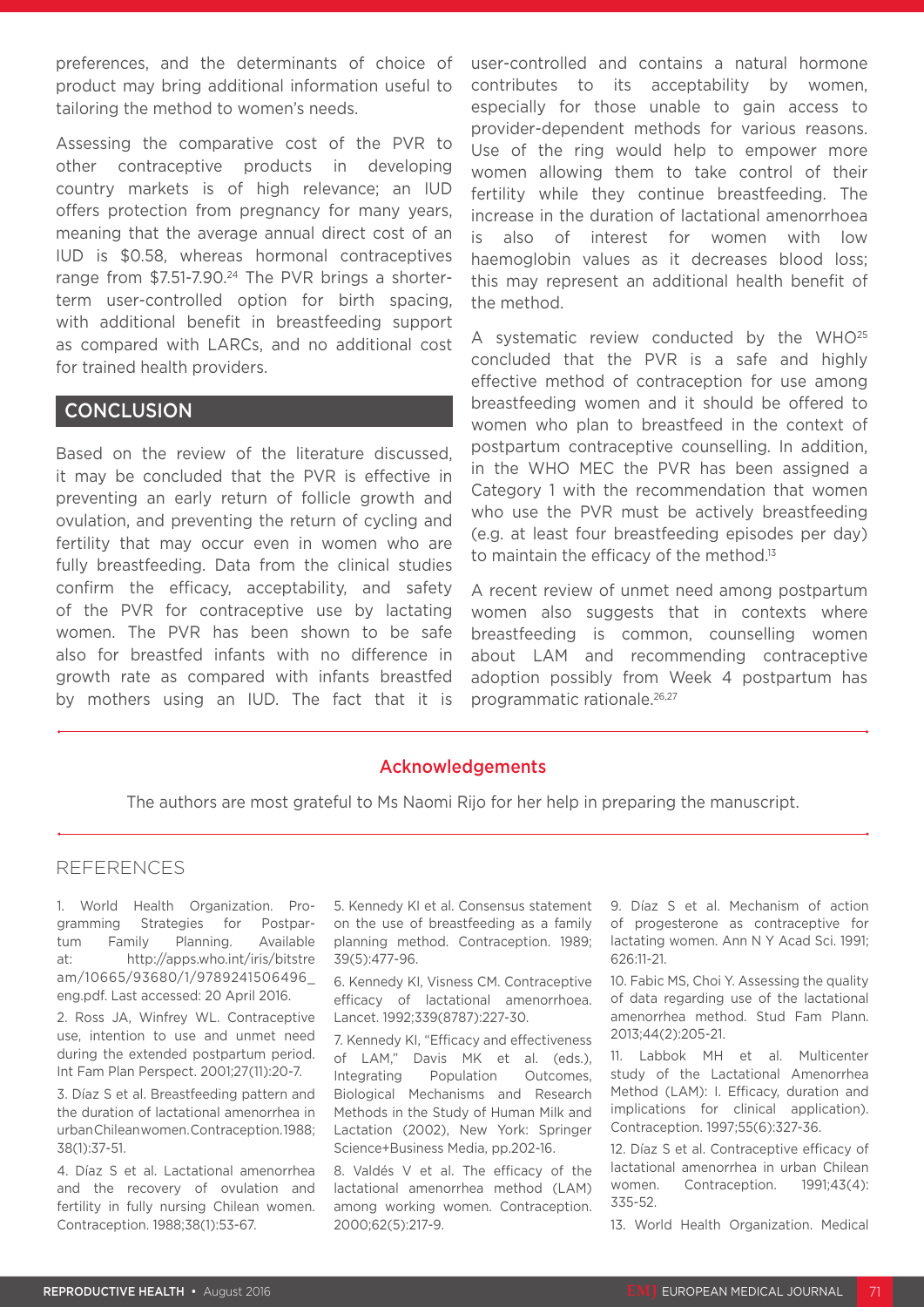preferences, and the determinants of choice of product may bring additional information useful to tailoring the method to women's needs.

Assessing the comparative cost of the PVR to other contraceptive products in developing country markets is of high relevance; an IUD offers protection from pregnancy for many years, meaning that the average annual direct cost of an IUD is $0.58, whereas hormonal contraceptives range from $7.51-7.90.[24] The PVR brings a shorter-term user-controlled option for birth spacing, with additional benefit in breastfeeding support as compared with LARCs, and no additional cost for trained health providers.

## CONCLUSION

Based on the review of the literature discussed, it may be concluded that the PVR is effective in preventing an early return of follicle growth and ovulation, and preventing the return of cycling and fertility that may occur even in women who are fully breastfeeding. Data from the clinical studies confirm the efficacy, acceptability, and safety of the PVR for contraceptive use by lactating women. The PVR has been shown to be safe also for breastfed infants with no difference in growth rate as compared with infants breastfed by mothers using an IUD. The fact that it is user-controlled and contains a natural hormone contributes to its acceptability by women, especially for those unable to gain access to provider-dependent methods for various reasons. Use of the ring would help to empower more women allowing them to take control of their fertility while they continue breastfeeding. The increase in the duration of lactational amenorrhoea is also of interest for women with low haemoglobin values as it decreases blood loss; this may represent an additional health benefit of the method.

A systematic review conducted by the WHO[25] concluded that the PVR is a safe and highly effective method of contraception for use among breastfeeding women and it should be offered to women who plan to breastfeed in the context of postpartum contraceptive counselling. In addition, in the WHO MEC the PVR has been assigned a Category 1 with the recommendation that women who use the PVR must be actively breastfeeding (e.g. at least four breastfeeding episodes per day) to maintain the efficacy of the method.[13]

A recent review of unmet need among postpartum women also suggests that in contexts where breastfeeding is common, counselling women about LAM and recommending contraceptive adoption possibly from Week 4 postpartum has programmatic rationale.[26,27]

### Acknowledgements

The authors are most grateful to Ms Naomi Rijo for her help in preparing the manuscript.

## REFERENCES

1. World Health Organization. Programming Strategies for Postpartum Family Planning. Available at: http://apps.who.int/iris/bitstream/10665/93680/1/9789241506496_eng.pdf. Last accessed: 20 April 2016.

2. Ross JA, Winfrey WL. Contraceptive use, intention to use and unmet need during the extended postpartum period. Int Fam Plan Perspect. 2001;27(11):20-7.

3. Díaz S et al. Breastfeeding pattern and the duration of lactational amenorrhea in urban Chilean women. Contraception. 1988;38(1):37-51.

4. Díaz S et al. Lactational amenorrhea and the recovery of ovulation and fertility in fully nursing Chilean women. Contraception. 1988;38(1):53-67.

5. Kennedy KI et al. Consensus statement on the use of breastfeeding as a family planning method. Contraception. 1989;39(5):477-96.

6. Kennedy KI, Visness CM. Contraceptive efficacy of lactational amenorrhoea. Lancet. 1992;339(8787):227-30.

7. Kennedy KI, "Efficacy and effectiveness of LAM," Davis MK et al. (eds.), Integrating Population Outcomes, Biological Mechanisms and Research Methods in the Study of Human Milk and Lactation (2002), New York: Springer Science+Business Media, pp.202-16.

8. Valdés V et al. The efficacy of the lactational amenorrhea method (LAM) among working women. Contraception. 2000;62(5):217-9.

9. Díaz S et al. Mechanism of action of progesterone as contraceptive for lactating women. Ann N Y Acad Sci. 1991;626:11-21.

10. Fabic MS, Choi Y. Assessing the quality of data regarding use of the lactational amenorrhea method. Stud Fam Plann. 2013;44(2):205-21.

11. Labbok MH et al. Multicenter study of the Lactational Amenorrhea Method (LAM): I. Efficacy, duration and implications for clinical application). Contraception. 1997;55(6):327-36.

12. Díaz S et al. Contraceptive efficacy of lactational amenorrhea in urban Chilean women. Contraception. 1991;43(4):335-52.

13. World Health Organization. Medical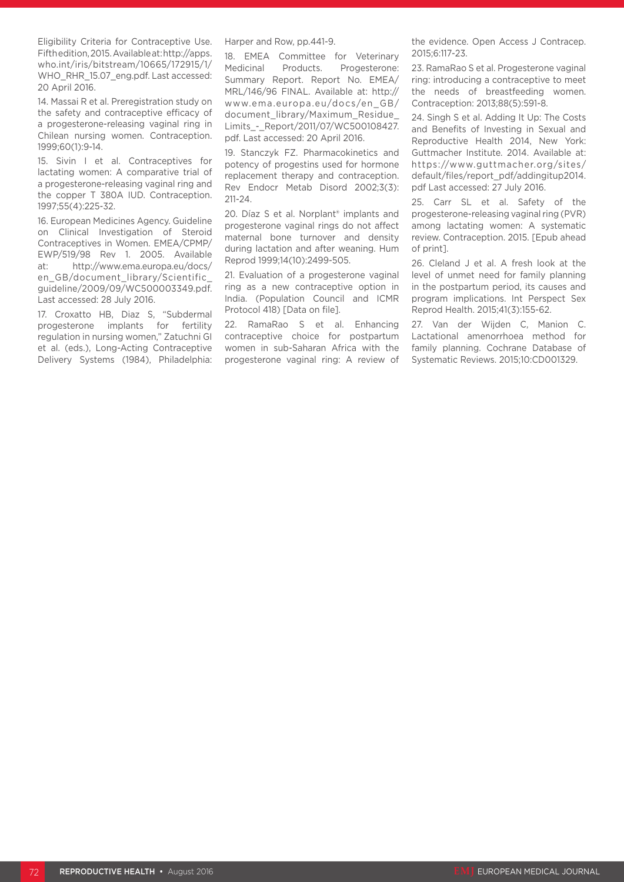Eligibility Criteria for Contraceptive Use. Fifth edition, 2015. Available at: http://apps.who.int/iris/bitstream/10665/172915/1/WHO_RHR_15.07_eng.pdf. Last accessed: 20 April 2016.

14. Massai R et al. Preregistration study on the safety and contraceptive efficacy of a progesterone-releasing vaginal ring in Chilean nursing women. Contraception. 1999;60(1):9-14.

15. Sivin I et al. Contraceptives for lactating women: A comparative trial of a progesterone-releasing vaginal ring and the copper T 380A IUD. Contraception. 1997;55(4):225-32.

16. European Medicines Agency. Guideline on Clinical Investigation of Steroid Contraceptives in Women. EMEA/CPMP/EWP/519/98 Rev 1. 2005. Available at: http://www.ema.europa.eu/docs/en_GB/document_library/Scientific_guideline/2009/09/WC500003349.pdf. Last accessed: 28 July 2016.

17. Croxatto HB, Diaz S, "Subdermal progesterone implants for fertility regulation in nursing women," Zatuchni GI et al. (eds.), Long-Acting Contraceptive Delivery Systems (1984), Philadelphia: Harper and Row, pp.441-9.

18. EMEA Committee for Veterinary Medicinal Products. Progesterone: Summary Report. Report No. EMEA/MRL/146/96 FINAL. Available at: http://www.ema.europa.eu/docs/en_GB/document_library/Maximum_Residue_Limits_-_Report/2011/07/WC500108427.pdf. Last accessed: 20 April 2016.

19. Stanczyk FZ. Pharmacokinetics and potency of progestins used for hormone replacement therapy and contraception. Rev Endocr Metab Disord 2002;3(3):211-24.

20. Díaz S et al. Norplant® implants and progesterone vaginal rings do not affect maternal bone turnover and density during lactation and after weaning. Hum Reprod 1999;14(10):2499-505.

21. Evaluation of a progesterone vaginal ring as a new contraceptive option in India. (Population Council and ICMR Protocol 418) [Data on file].

22. RamaRao S et al. Enhancing contraceptive choice for postpartum women in sub-Saharan Africa with the progesterone vaginal ring: A review of the evidence. Open Access J Contracep. 2015;6:117-23.

23. RamaRao S et al. Progesterone vaginal ring: introducing a contraceptive to meet the needs of breastfeeding women. Contraception: 2013;88(5):591-8.

24. Singh S et al. Adding It Up: The Costs and Benefits of Investing in Sexual and Reproductive Health 2014, New York: Guttmacher Institute. 2014. Available at: https://www.guttmacher.org/sites/default/files/report_pdf/addingitup2014.pdf Last accessed: 27 July 2016.

25. Carr SL et al. Safety of the progesterone-releasing vaginal ring (PVR) among lactating women: A systematic review. Contraception. 2015. [Epub ahead of print].

26. Cleland J et al. A fresh look at the level of unmet need for family planning in the postpartum period, its causes and program implications. Int Perspect Sex Reprod Health. 2015;41(3):155-62.

27. Van der Wijden C, Manion C. Lactational amenorrhoea method for family planning. Cochrane Database of Systematic Reviews. 2015;10:CD001329.